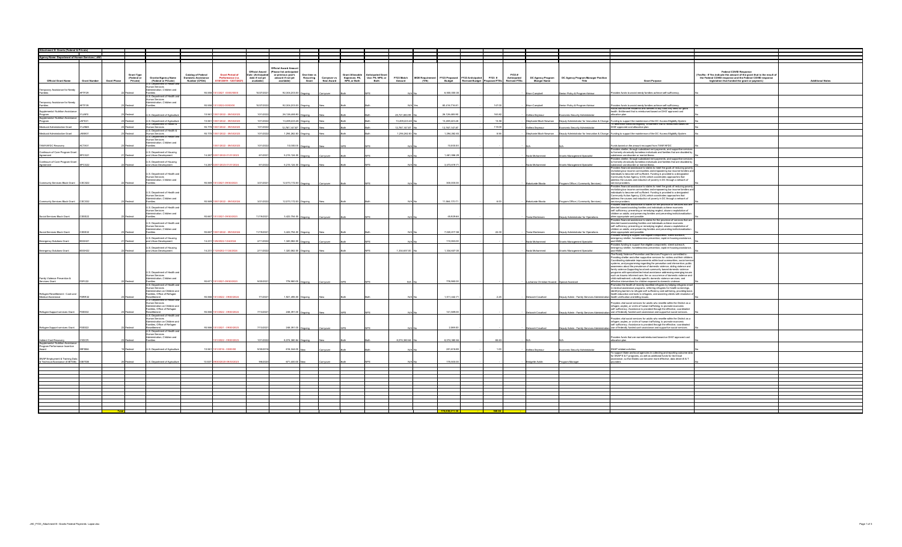**Attachment III - Grants (Federal & Private)**

**Agency Name: Department of Human Services ( JA0)**

| Official Grant Name | Grant Number | Grant Phase | Grant Type (Federal or Private) | Grantor/Agency Name (Federal or Private) | Catalog of Federal Domestic Assistance Number (CFDA) | Grant Period of Performance (i.e. 01/01/2019 - 12/31/2021) | Official Award Date (Anticipated date if not yet available) | Official Award Amount (Please list anticipated or previous year's amount if not yet available) | One-time vs Recurring Grant | Carryover vs New Award | Grant Allowable Expenses: PS, NPS, or Both | Anticipated Grant Use: PS, NPS, or Both | FY23 Match Amount | MOE Requirement (Y/N) | FY23 Proposed Budget | FY23 Anticipated Revised Budget | FY23 # Proposed FTEs | FY23 # Anticipated Revised FTEs | DC Agency Program Manager Name | DC Agency Program Manager Position Title | Grant Purpose | Federal COVID Response (Yes/No - If Yes indicate the amount of the grant that is the result of the Federal COVID response and the Federal COVID response legislation that funded the grant or payment) | Additional Notes |
|---|---|---|---|---|---|---|---|---|---|---|---|---|---|---|---|---|---|---|---|---|---|---|---|
| Temporary Assistance for Needy Families | AFTF28 | 22 | Federal | U.S. Department of Health and Human Services Administration; Children and Families | 93.558 | 10/1/2021 - 00/00/0000 | 10/27/2022 | 92,306,203.00 | Ongoing | Carryover | Both | NPS | | N/A No | 6,500,000.00 | | | | Brian Campbell | Senior Policy & Program Advisor | Provides funds to assist needy families achieve self-sufficiency. | No | |
| Temporary Assistance for Needy Families | AFTF29 | 23 | Federal | U.S. Department of Health and Human Services Administration; Children and Families | 93.558 | 10/1/2022 - 00/00/00 | 10/27/2022 | 92,306,203.00 | Ongoing | New | Both | Both | | N/A Yes | 80,616,716.81 | | 147.00 | | Brian Campbell | Senior Policy & Program Advisor | Provides funds to assist needy families achieve self-sufficiency. | No | |
| Supplemental Nutrition Assistance Program | 7/1AF3 | 23 | Federal | U.S. Department of Agriculture | 10.561 | 10/1/2022 - 09/30/2023 | 10/1/2022 | 26,126,489.90 | Ongoing | New | Both | Both | 20,721,883.99 | No | 26,126,489.90 | | 193.82 | | Anthea Seymour | Economic Security Administrator | Provide low-income residents with benefits to buy food they need for good health. Entitlement that is reimbursed based on DHS' approved cost allocation plan. | No | |
| Supplemental Nutrition Assistance Program | J9FS21 | 23 | Federal | U.S. Department of Agriculture | 10.561 | 10/1/2022 - 09/30/2023 | 10/1/2022 | 13,459,223.08 | Ongoing | New | Both | Both | 13,459,223.08 | No | 13,459,223.08 | | 13.56 | | Stephanie Black Newman | Deputy Administrator for Innovation & Change | Funding to support the maintenance of the DC Access Eligibility System | No | |
| Medicaid Administrative Grant | 7/UAMA | 23 | Federal | U.S. Department of Health & Human Services | 93.778 | 10/1/2022 - 09/30/2023 | 10/1/2022 | 12,767,147.87 | Ongoing | New | Both | Both | 12,767,147.87 | No | 12,767,147.87 | | 119.00 | | Anthea Seymour | Economic Security Administrator | To determine Medicaid eligibility. Entitlement that is reimbursed based on DHS' approved cost allocation plan. | No | |
| Medicaid Administrative Grant | J9GN21 | 23 | Federal | U.S. Department of Health & Human Services | 93.778 | 10/1/2022 - 09/30/2023 | 10/1/2022 | 1,294,262.83 | Ongoing | New | Both | Both | 1,294,262.83 | No | 1,294,262.83 | | 8.90 | | Stephanie Black Newman | Deputy Administrator for Innovation & Change | Funding to support the maintenance of the DC Access Eligibility System | No | |
| TANF/AFDC Recovery | ACTA31 | 23 | Federal | U.S. Department of Health and Human Services Administration; Children and Families | | 10/1/2022 - 09/30/2023 | 10/1/2022 | 10,000.00 | Ongoing | New | NPS | NPS | | N/A No | 10,000.00 | | | | N/A | N/A | Funds based on the amount recouped from TANF/AFDC | No | |
| Continuum of Care Program Grant Agreement | BFC2021 | 21 | Federal | U.S. Department of Housing and Urban Development | 14.267 | 02/01/2022-01/31/2023 | 6/1/2022 | 5,210,124.00 | Ongoing | Carryover | Both | NPS | | N/A No | 1,461,586.29 | | | | Nada Mohamed | Grants Management Specialist | Provides shelter, through subsidized rent payments, and supportive services to formerly chronically homeless individuals and families that are disabled by substance use disorder or mental illness. | No | |
| Continuum of Care Program Grant Agreement | BFC2022 | 22 | Federal | U.S. Department of Housing and Urban Development | 14.267 | 02/01/2023-01/31/2024 | 6/1/2022 | 5,210,124.00 | Ongoing | New | Both | NPS | | N/A No | 3,473,678.71 | | | | Nada Mohamed | Grants Management Specialist | Provides shelter, through subsidized rent payments, and supportive services to formerly chronically homeless individuals and families that are disabled by substance use disorder or mental illness. | No | |
| Community Services Block Grant | CSC022 | 22 | Federal | U.S. Department of Health and Human Services Administration; Children and Families | 93.569 | 10/1/2021 - 09/30/2023 | 3/21/2021 | 12,073,172.00 | Ongoing | Carryover | Both | NPS | | N/A No | 500,000.00 | | - | | Babatunde Sbodo | Program Officer ( Community Services) | Provides financial assistance to states to meet the goals of reducing poverty, revitalizing low income communities and empowering low income families and individuals to become self sufficient. Funding is provided to a designated Community Action Agency (CAA) which coordinates approaches that address the causes and reduction of poverty in DC through a network of service providers. | No | |
| Community Services Block Grant | CSC032 | 23 | Federal | U.S. Department of Health and Human Services Administration; Children and Families | 93.569 | 10/1/2022 - 09/30/2024 | 3/21/2022 | 12,073,172.00 | Ongoing | New | Both | Both | | N/A No | 11,564,170.71 | | 6.00 | | Babatunde Sbodo | Program Officer ( Community Services) | Provides financial assistance to states to meet the goals of reducing poverty, revitalizing low income communities and empowering low income families and individuals to become self sufficient. Funding is provided to a designated Community Action Agency (CAA) which coordinates approaches that address the causes and reduction of poverty in DC through a network of service providers. | No | |
| Social Services Block Grant | CSS022 | 22 | Federal | U.S. Department of Health and Human Services Administration; Children and Families | 93.667 | 10/1/2021 - 09/30/2023 | 11/19/2021 | 3,422,754.00 | Ongoing | Carryover | Both | NPS | | N/A No | 49,929.64 | | | | Tasha Mortenson | Deputy Administrator for Operations | Provides financial assistance to states for the provision of services that are directed toward assisting families and individuals achieve economic self sufficiency; preventing or remedying neglect, abuse or exploitation of children or adults; and preserving families and preventing institutionalization, when appropriate and possible. | No | |
| Social Services Block Grant | CSS032 | 23 | Federal | U.S. Department of Health and Human Services Administration; Children and Families | 93.667 | 10/1/2022 - 09/30/2024 | 11/19/2021 | 3,422,754.00 | Ongoing | New | Both | Both | | N/A No | 7,026,617.08 | | 22.00 | | Tasha Mortenson | Deputy Administrator for Operations | Provides financial assistance to states for the provision of services that are directed toward assisting families and individuals achieve economic self sufficiency; preventing or remedying neglect, abuse or exploitation of children or adults; and preserving families and preventing institutionalization, when appropriate and possible. | No | |
| Emergency Solutions Grant | BSSH21 | 21 | Federal | U.S. Department of Housing and Urban Development | 14.231 | 7/26/2022 - 10/24/2024 | 2/11/2022 | 1,320,062.00 | Ongoing | Carryover | Both | NPS | | N/A No | 110,063.00 | | | | Nada Mohamed | Grants Management Specialist | Provides funding to support five eligible components: street outreach, emergency shelter, homelessness prevention, rapid re-housing assistance and HMIS. | No | |
| Emergency Solutions Grant | BSSH22 | 22 | Federal | U.S. Department of Housing and Urban Development | 14.231 | 11/29/2022 - 11/24/2024 | 2/11/2022 | 1,320,062.00 | Ongoing | New | Both | NPS | 1,334,637.00 | No | 1,334,637.00 | | | | Nada Mohamed | Grants Management Specialist | Provides funding to support five eligible components: street outreach, emergency shelter, homelessness prevention, rapid re-housing assistance and HMIS. | No | |
| Family Violence Prevention & Services Grant | FBPV22 | 22 | Federal | U.S. Department of Health and Human Services Administration; Children and Families | 93.671 | 10/1/2021 - 09/30/2023 | 9/20/2021 | 778,960.00 | Ongoing | Carryover | NPS | NPS | | N/A No | 778,960.00 | | | | Lachanna Christian Howard | Special Assistant | The Family Violence Prevention and Services Program is committed to: Providing shelter and other supportive services for victims and their children; Coordinating statewide improvements within local communities, social service systems, and programming regarding the prevention and intervention; public awareness about the prevalence of domestic violence, dating violence and family violence (Supporting local and community based domestic violence programs with specialized technical assistance addressing emerging issues such as trauma informed care; the co occurrence of domestic violence and child maltreatment; culturally specific domestic violence services; and effective interventions for children exposed to domestic violence | No | |
| Refugee Resettlement - Cash and Medical Assistance | FSRR32 | 23 | Federal | U.S. Department of Health and Human Services Administration on Children and Families; Office of Refugee Resettlement | 93.566 | 10/1/2022 - 09/30/2024 | 7/1/2021 | 1,921,495.00 | Ongoing | New | Both | Both | | N/A No | 1,511,642.71 | | 2.25 | | Deborah Crawford | Deputy Admin - Family Services Administration | Promotes the health of recently resettled refugees by helping refugees enroll in medical assistance programs, referring refugees for health screenings, identifying barriers to refugee self sufficiency and well being, providing basic health education and tools to refugees, and assisting clients with resolution of health verification and billing issues. | No | |
| Refugee Support services Grant | FSSS32 | 23 | Federal | U.S. Department of Health and Human Services Administration on Children and Families; Office of Refugee Resettlement | 93.566 | 10/1/2022 - 09/30/2024 | 7/13/2021 | 246,391.00 | Ongoing | New | NPS | NPS | | N/A No | 141,589.00 | | | | Deborah Crawford | Deputy Admin - Family Services Administration | Provides vital social services for adults who resettle within the District as a refugee, asylee, or victim of human trafficking, to promote economic self sufficiency. Assistance is provided through the effective, coordinated use of federally funded cash assistance and supportive social services. | No | |
| Refugee Support services Grant | FSSS22 | 22 | Federal | U.S. Department of Health and Human Services Administration on Children and Families; Office of Refugee Resettlement | 93.566 | 10/1/2021 - 09/30/2023 | 7/13/2021 | 246,391.00 | Ongoing | Carryover | NPS | NPS | | N/A No | 2,089.00 | | | | Deborah Crawford | Deputy Admin - Family Services Administration | Provides vital social services for adults who resettle within the District as a refugee, asylee, or victim of human trafficking, to promote economic self sufficiency. Assistance is provided through the effective, coordinated use of federally funded cash assistance and supportive social services. | No | |
| Indirect Cost Recovery | 7/IDCR | 23 | Federal | U.S. Department of Health and Human Services Administration; Children and Families | | 10/1/2022 - 09/30/2023 | 10/1/2022 | 8,074,380.84 | Ongoing | New | Both | Both | 8,074,380.84 | No | 8,074,380.84 | | 66.93 | | N/A | N/A | Provides funds that are earned/reimbursed based on DHS' approved cost allocation plan | N/A | |
| Supplemental Nutrition Assistance Program Performance Incentive Award | 9BFSBA | 19 | Federal | U.S. Department of Agriculture | 10.561 | 10/1/2019 - 10/00/00 | 9/30/2019 | 616,344.00 | New | Carryover | Both | NPS | | N/A No | 251,618.00 | | 1.00 | | Anthea Seymour | Economic Security Administrator | SNAP related activities | No | |
| SNAP Employment & Training Data & Technical Assistance (E&TDTA) | C9ETDB | 20 | Federal | U.S. Department of Agriculture | 10.537 | 9/30/2020-09/30/2023 | 9/8/2020 | 871,400.00 | New | Carryover | Both | NPS | | N/A No | 179,000.00 | | | | Bridgette Addo | Program Manager | To support State political agencies in collecting and reporting outcome data for SNAP E & T programs, as well as additional funds for technical assistance, so that States can become more effective, data driven E & T providers. | No | |
| | | Total | | | | | | | | | | | | | 178,939,311.56 | - | 580.56 | - | | | | | |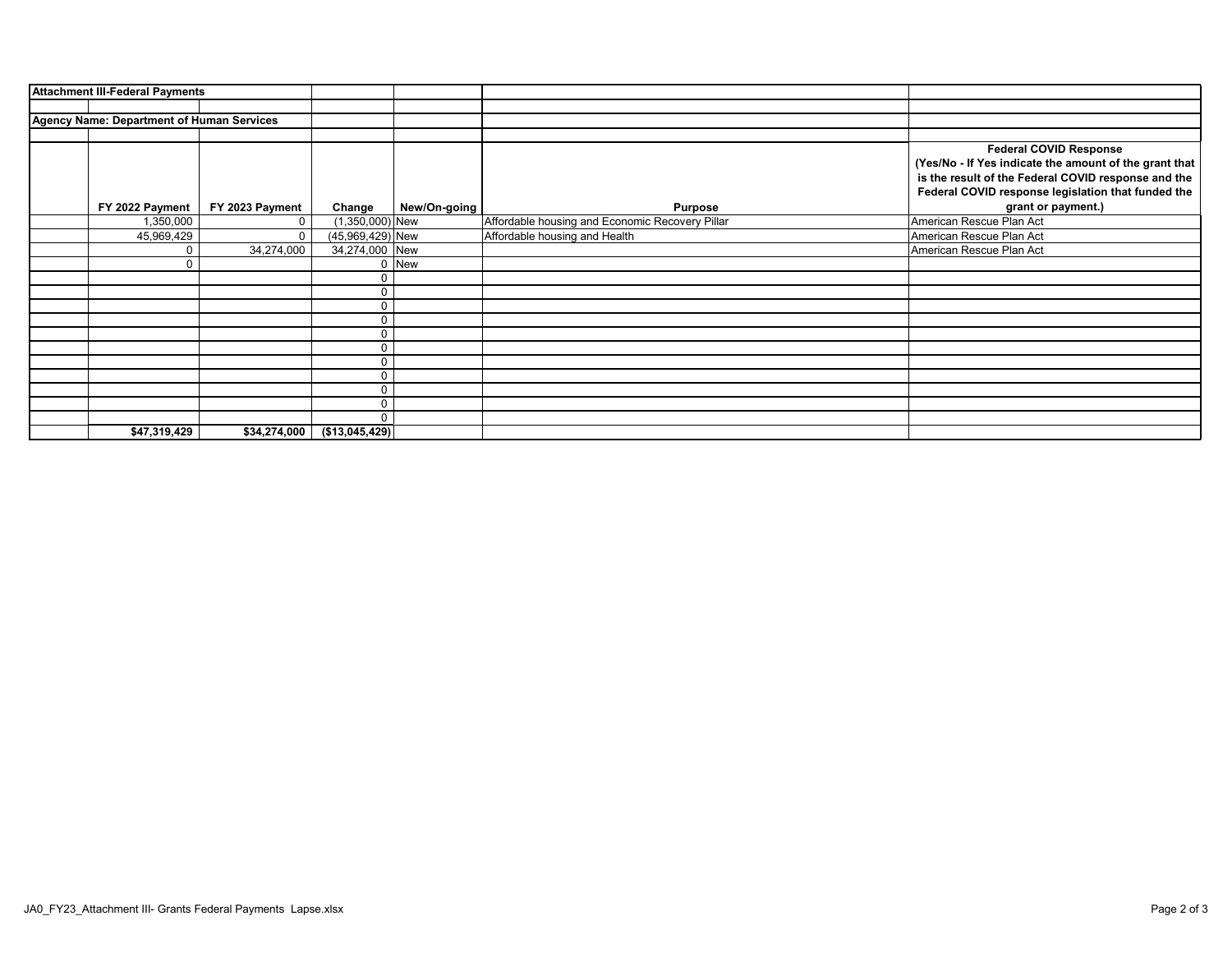**Attachment III-Federal Payments**

**Agency Name: Department of Human Services**

| | FY 2022 Payment | FY 2023 Payment | Change | New/On-going | Purpose | Federal COVID Response (Yes/No - If Yes indicate the amount of the grant that is the result of the Federal COVID response and the Federal COVID response legislation that funded the grant or payment.) |
|---|---|---|---|---|---|---|
| | 1,350,000 | 0 | (1,350,000) | New | Affordable housing and Economic Recovery Pillar | American Rescue Plan Act |
| | 45,969,429 | 0 | (45,969,429) | New | Affordable housing and Health | American Rescue Plan Act |
| | 0 | 34,274,000 | 34,274,000 | New | | American Rescue Plan Act |
| | 0 | | 0 | New | | |
| | | | 0 | | | |
| | | | 0 | | | |
| | | | 0 | | | |
| | | | 0 | | | |
| | | | 0 | | | |
| | | | 0 | | | |
| | | | 0 | | | |
| | | | 0 | | | |
| | | | 0 | | | |
| | | | 0 | | | |
| | | | 0 | | | |
| | **$47,319,429** | **$34,274,000** | **($13,045,429)** | | | |

JA0_FY23_Attachment III- Grants Federal Payments Lapse.xlsx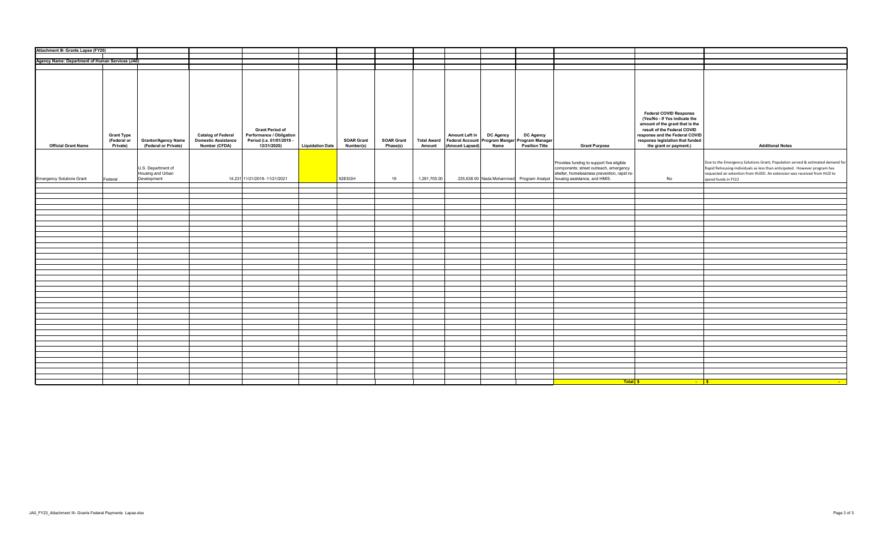**Attachment III- Grants Lapse (FY20)**

**Agency Name: Department of Human Services (JA0)**

| Official Grant Name | Grant Type (Federal or Private) | Grantor/Agency Name (Federal or Private) | Catalog of Federal Domestic Assistance Number (CFDA) | Grant Period of Performance / Obligation Period (i.e. 01/01/2019 - 12/31/2020) | Liquidation Date | SOAR Grant Number(s) | SOAR Grant Phase(s) | Total Award Amount | Amount Left in Federal Account (Amount Lapsed) | DC Agency Program Manger Name | DC Agency Program Manager Position Title | Grant Purpose | Federal COVID Response (Yes/No - If Yes indicate the amount of the grant that is the result of the Federal COVID response and the Federal COVID response legislation that funded the grant or payment.) | Additional Notes |
|---|---|---|---|---|---|---|---|---|---|---|---|---|---|---|
| Emergency Solutions Grant | Federal | U.S. Department of Housing and Urban Development | 14.231 | 11/21/2019- 11/21/2021 | | 92ESGH | 19 | 1,291,705.00 | 235,638.00 | Nada Mohammed | Program Analyst | Provides funding to support five eligible components: street outreach, emergency shelter, homelessness prevention, rapid re-housing assistance, and HMIS. | No | Due to the Emergency Solutions Grant; Population served & estimated demand for Rapid Rehousing-Individuals as less than anticipated. However program has requested an extention from HUDD. An extension was received from HUD to spend funds in FY22 |
| | | | | | | | | | | | | Total | $ - | $ - |